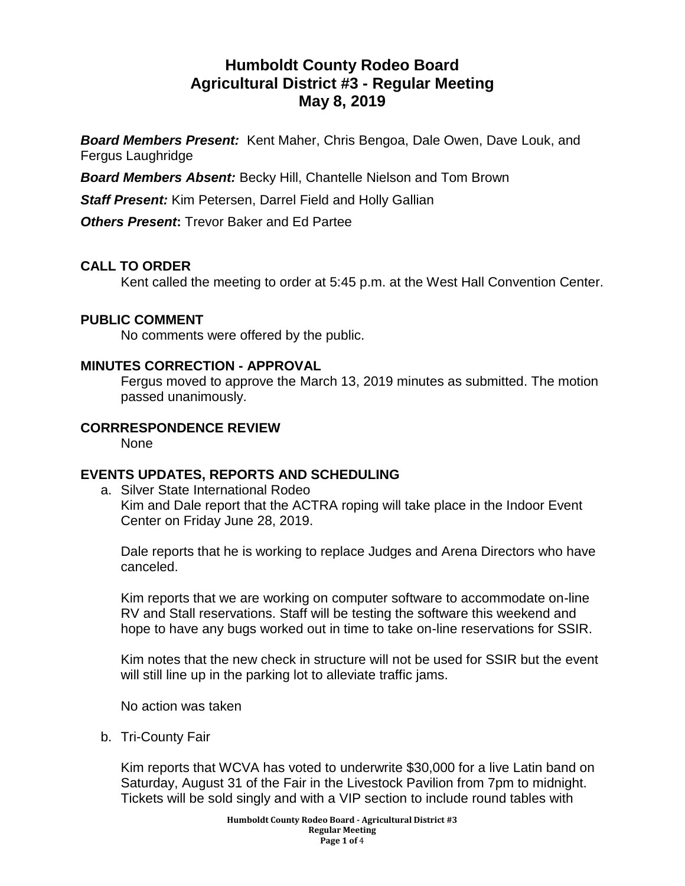# Humboldt County Rodeo Board
# Agricultural District #3 - Regular Meeting
# May 8, 2019

***Board Members Present:*** Kent Maher, Chris Bengoa, Dale Owen, Dave Louk, and Fergus Laughridge

***Board Members Absent:*** Becky Hill, Chantelle Nielson and Tom Brown

***Staff Present:*** Kim Petersen, Darrel Field and Holly Gallian

***Others Present*:** Trevor Baker and Ed Partee

## CALL TO ORDER

Kent called the meeting to order at 5:45 p.m. at the West Hall Convention Center.

## PUBLIC COMMENT

No comments were offered by the public.

## MINUTES CORRECTION - APPROVAL

Fergus moved to approve the March 13, 2019 minutes as submitted. The motion passed unanimously.

## CORRRESPONDENCE REVIEW

None

## EVENTS UPDATES, REPORTS AND SCHEDULING

a. Silver State International Rodeo

Kim and Dale report that the ACTRA roping will take place in the Indoor Event Center on Friday June 28, 2019.

Dale reports that he is working to replace Judges and Arena Directors who have canceled.

Kim reports that we are working on computer software to accommodate on-line RV and Stall reservations. Staff will be testing the software this weekend and hope to have any bugs worked out in time to take on-line reservations for SSIR.

Kim notes that the new check in structure will not be used for SSIR but the event will still line up in the parking lot to alleviate traffic jams.

No action was taken

b. Tri-County Fair

Kim reports that WCVA has voted to underwrite $30,000 for a live Latin band on Saturday, August 31 of the Fair in the Livestock Pavilion from 7pm to midnight. Tickets will be sold singly and with a VIP section to include round tables with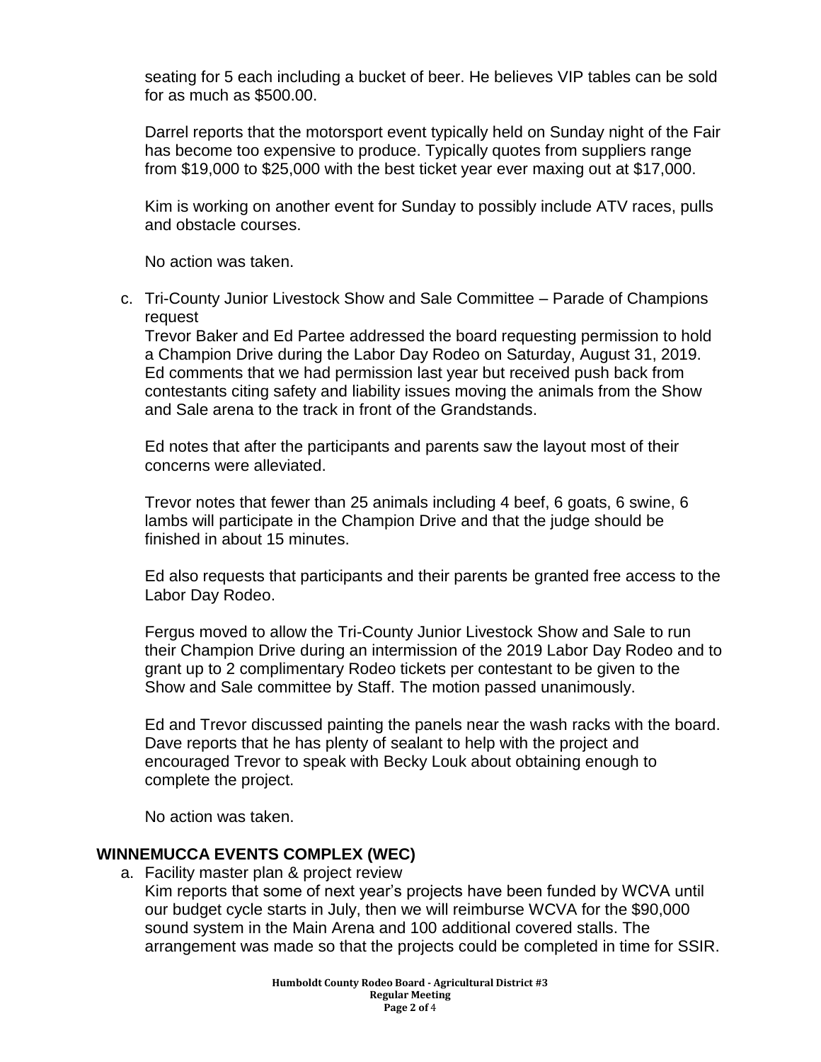seating for 5 each including a bucket of beer. He believes VIP tables can be sold for as much as $500.00.

Darrel reports that the motorsport event typically held on Sunday night of the Fair has become too expensive to produce. Typically quotes from suppliers range from $19,000 to $25,000 with the best ticket year ever maxing out at $17,000.

Kim is working on another event for Sunday to possibly include ATV races, pulls and obstacle courses.

No action was taken.

c. Tri-County Junior Livestock Show and Sale Committee – Parade of Champions request

Trevor Baker and Ed Partee addressed the board requesting permission to hold a Champion Drive during the Labor Day Rodeo on Saturday, August 31, 2019. Ed comments that we had permission last year but received push back from contestants citing safety and liability issues moving the animals from the Show and Sale arena to the track in front of the Grandstands.

Ed notes that after the participants and parents saw the layout most of their concerns were alleviated.

Trevor notes that fewer than 25 animals including 4 beef, 6 goats, 6 swine, 6 lambs will participate in the Champion Drive and that the judge should be finished in about 15 minutes.

Ed also requests that participants and their parents be granted free access to the Labor Day Rodeo.

Fergus moved to allow the Tri-County Junior Livestock Show and Sale to run their Champion Drive during an intermission of the 2019 Labor Day Rodeo and to grant up to 2 complimentary Rodeo tickets per contestant to be given to the Show and Sale committee by Staff. The motion passed unanimously.

Ed and Trevor discussed painting the panels near the wash racks with the board. Dave reports that he has plenty of sealant to help with the project and encouraged Trevor to speak with Becky Louk about obtaining enough to complete the project.

No action was taken.

## WINNEMUCCA EVENTS COMPLEX (WEC)

a. Facility master plan & project review

Kim reports that some of next year's projects have been funded by WCVA until our budget cycle starts in July, then we will reimburse WCVA for the $90,000 sound system in the Main Arena and 100 additional covered stalls. The arrangement was made so that the projects could be completed in time for SSIR.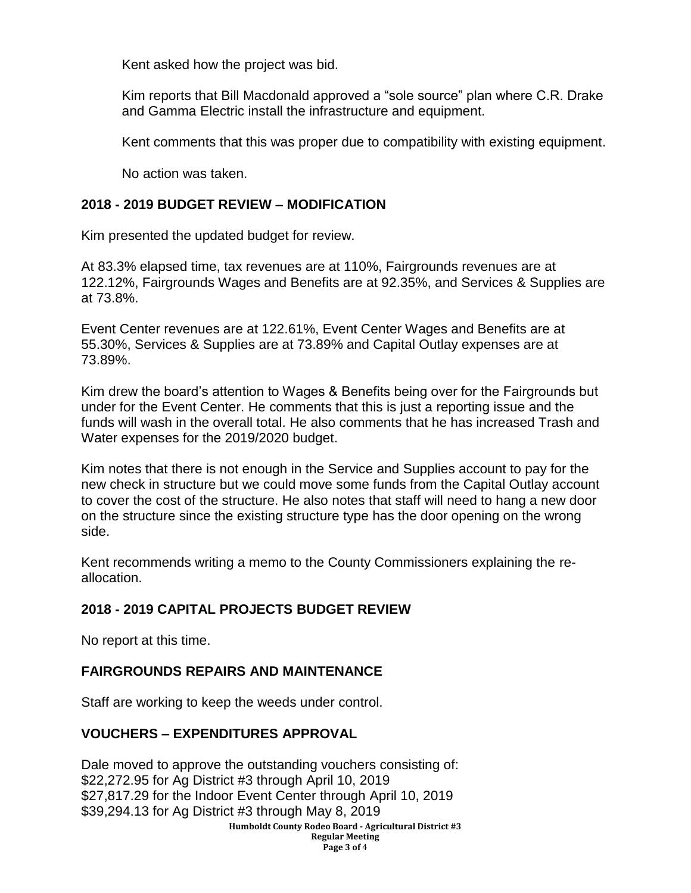Kent asked how the project was bid.

Kim reports that Bill Macdonald approved a “sole source” plan where C.R. Drake and Gamma Electric install the infrastructure and equipment.

Kent comments that this was proper due to compatibility with existing equipment.

No action was taken.

## 2018 - 2019 BUDGET REVIEW – MODIFICATION

Kim presented the updated budget for review.

At 83.3% elapsed time, tax revenues are at 110%, Fairgrounds revenues are at 122.12%, Fairgrounds Wages and Benefits are at 92.35%, and Services & Supplies are at 73.8%.

Event Center revenues are at 122.61%, Event Center Wages and Benefits are at 55.30%, Services & Supplies are at 73.89% and Capital Outlay expenses are at 73.89%.

Kim drew the board’s attention to Wages & Benefits being over for the Fairgrounds but under for the Event Center. He comments that this is just a reporting issue and the funds will wash in the overall total. He also comments that he has increased Trash and Water expenses for the 2019/2020 budget.

Kim notes that there is not enough in the Service and Supplies account to pay for the new check in structure but we could move some funds from the Capital Outlay account to cover the cost of the structure. He also notes that staff will need to hang a new door on the structure since the existing structure type has the door opening on the wrong side.

Kent recommends writing a memo to the County Commissioners explaining the re-allocation.

## 2018 - 2019 CAPITAL PROJECTS BUDGET REVIEW

No report at this time.

## FAIRGROUNDS REPAIRS AND MAINTENANCE

Staff are working to keep the weeds under control.

## VOUCHERS – EXPENDITURES APPROVAL

Dale moved to approve the outstanding vouchers consisting of:
$22,272.95 for Ag District #3 through April 10, 2019
$27,817.29 for the Indoor Event Center through April 10, 2019
$39,294.13 for Ag District #3 through May 8, 2019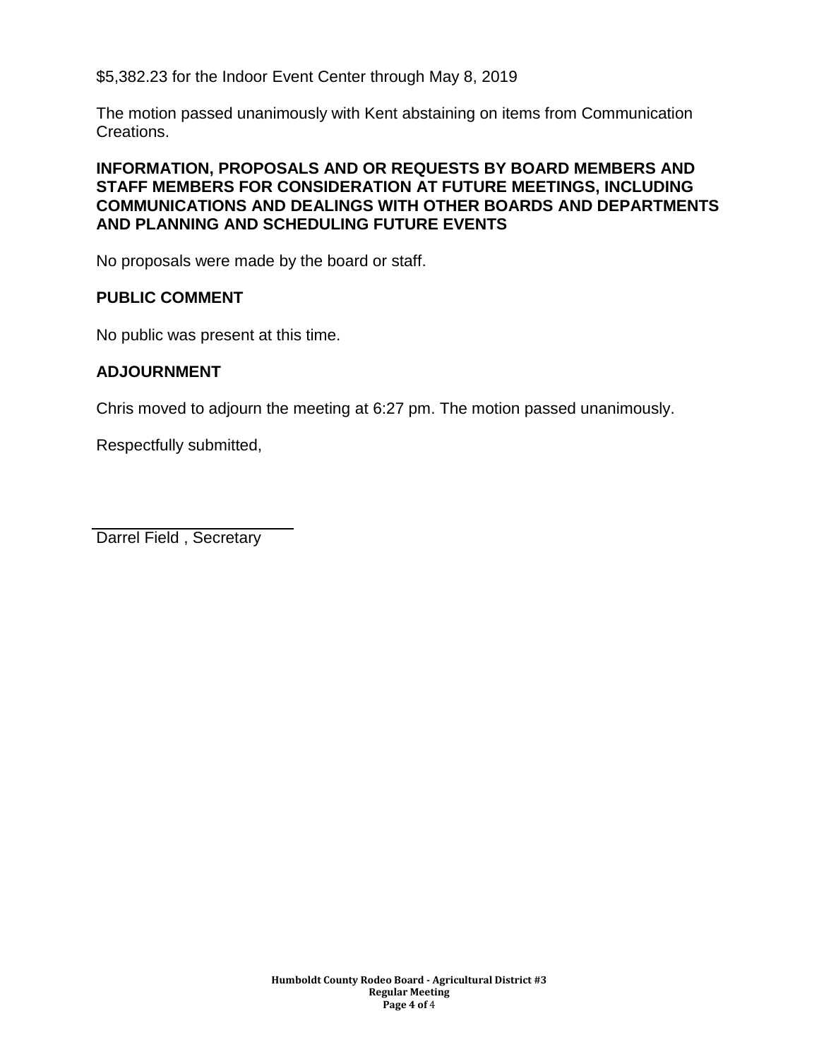$5,382.23 for the Indoor Event Center through May 8, 2019

The motion passed unanimously with Kent abstaining on items from Communication Creations.

**INFORMATION, PROPOSALS AND OR REQUESTS BY BOARD MEMBERS AND STAFF MEMBERS FOR CONSIDERATION AT FUTURE MEETINGS, INCLUDING COMMUNICATIONS AND DEALINGS WITH OTHER BOARDS AND DEPARTMENTS AND PLANNING AND SCHEDULING FUTURE EVENTS**

No proposals were made by the board or staff.

**PUBLIC COMMENT**

No public was present at this time.

**ADJOURNMENT**

Chris moved to adjourn the meeting at 6:27 pm. The motion passed unanimously.

Respectfully submitted,

Darrel Field , Secretary